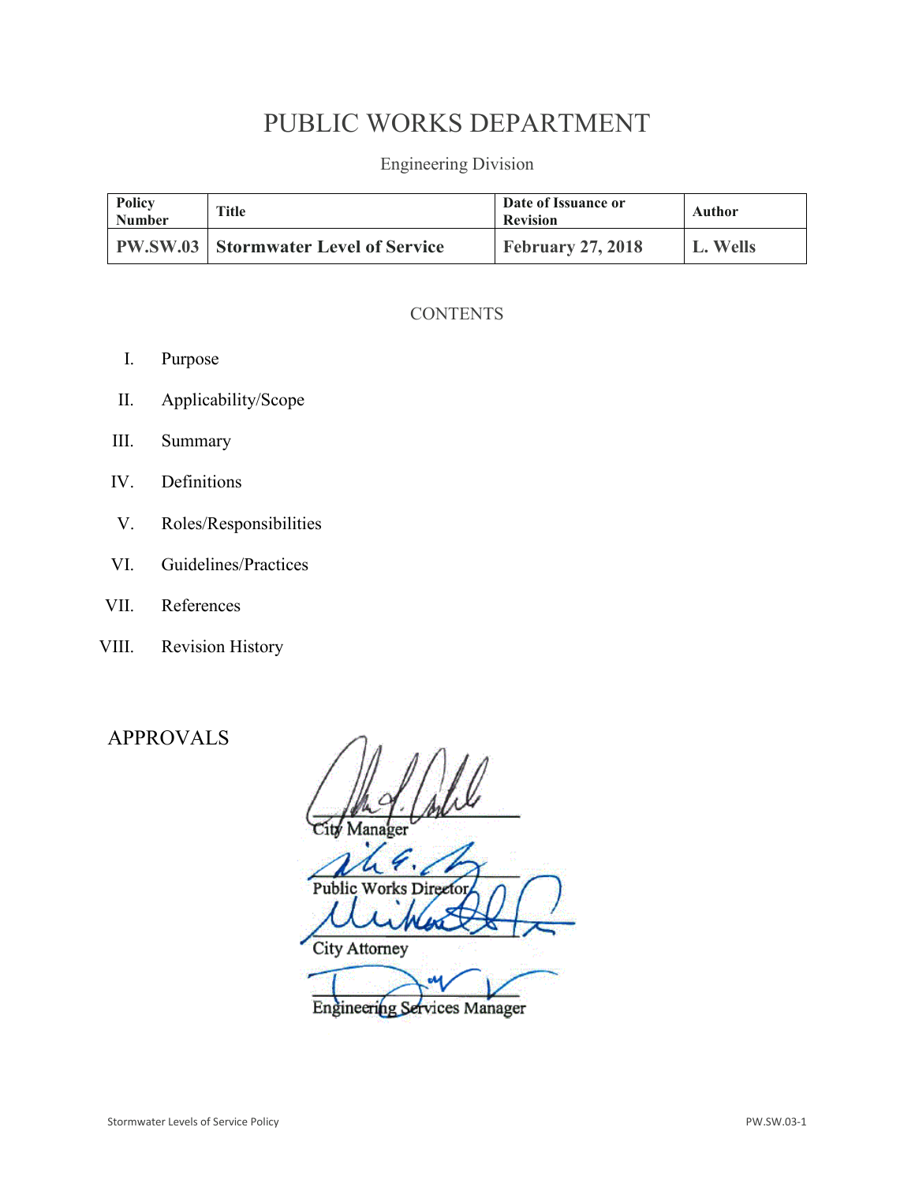# PUBLIC WORKS DEPARTMENT

Engineering Division

| Policy Number | Title | Date of Issuance or Revision | Author |
|---|---|---|---|
| **PW.SW.03** | **Stormwater Level of Service** | **February 27, 2018** | **L. Wells** |

## CONTENTS

I. Purpose

II. Applicability/Scope

III. Summary

IV. Definitions

V. Roles/Responsibilities

VI. Guidelines/Practices

VII. References

VIII. Revision History

## APPROVALS

City Manager

Public Works Director

City Attorney

Engineering Services Manager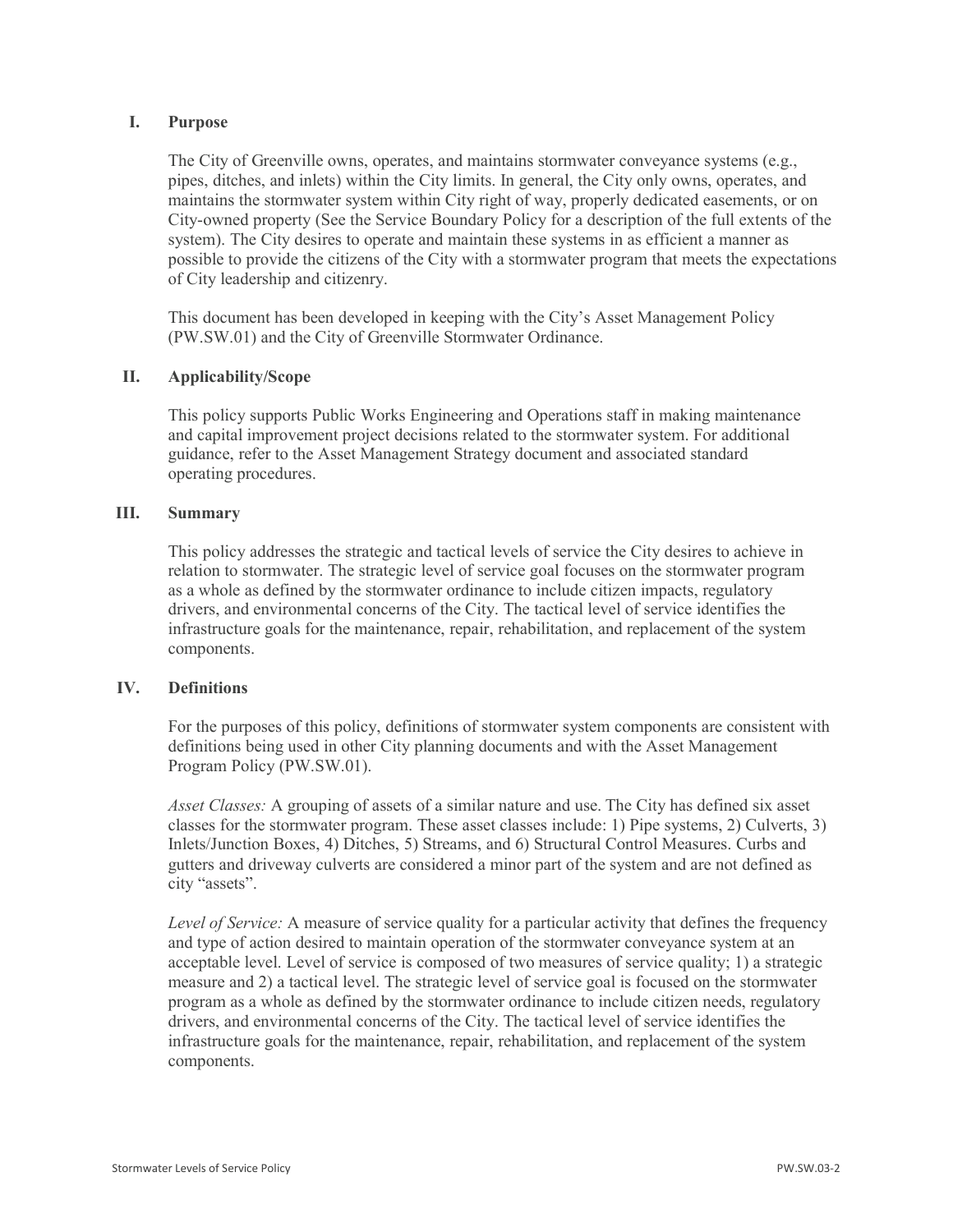## I. Purpose

The City of Greenville owns, operates, and maintains stormwater conveyance systems (e.g., pipes, ditches, and inlets) within the City limits. In general, the City only owns, operates, and maintains the stormwater system within City right of way, properly dedicated easements, or on City-owned property (See the Service Boundary Policy for a description of the full extents of the system). The City desires to operate and maintain these systems in as efficient a manner as possible to provide the citizens of the City with a stormwater program that meets the expectations of City leadership and citizenry.

This document has been developed in keeping with the City's Asset Management Policy (PW.SW.01) and the City of Greenville Stormwater Ordinance.

## II. Applicability/Scope

This policy supports Public Works Engineering and Operations staff in making maintenance and capital improvement project decisions related to the stormwater system. For additional guidance, refer to the Asset Management Strategy document and associated standard operating procedures.

## III. Summary

This policy addresses the strategic and tactical levels of service the City desires to achieve in relation to stormwater. The strategic level of service goal focuses on the stormwater program as a whole as defined by the stormwater ordinance to include citizen impacts, regulatory drivers, and environmental concerns of the City. The tactical level of service identifies the infrastructure goals for the maintenance, repair, rehabilitation, and replacement of the system components.

## IV. Definitions

For the purposes of this policy, definitions of stormwater system components are consistent with definitions being used in other City planning documents and with the Asset Management Program Policy (PW.SW.01).

*Asset Classes:* A grouping of assets of a similar nature and use. The City has defined six asset classes for the stormwater program. These asset classes include: 1) Pipe systems, 2) Culverts, 3) Inlets/Junction Boxes, 4) Ditches, 5) Streams, and 6) Structural Control Measures. Curbs and gutters and driveway culverts are considered a minor part of the system and are not defined as city "assets".

*Level of Service:* A measure of service quality for a particular activity that defines the frequency and type of action desired to maintain operation of the stormwater conveyance system at an acceptable level. Level of service is composed of two measures of service quality; 1) a strategic measure and 2) a tactical level. The strategic level of service goal is focused on the stormwater program as a whole as defined by the stormwater ordinance to include citizen needs, regulatory drivers, and environmental concerns of the City. The tactical level of service identifies the infrastructure goals for the maintenance, repair, rehabilitation, and replacement of the system components.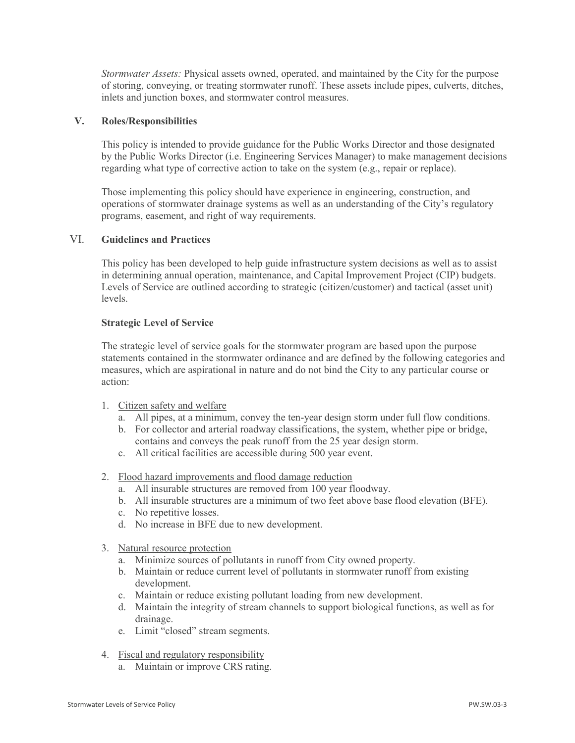*Stormwater Assets:* Physical assets owned, operated, and maintained by the City for the purpose of storing, conveying, or treating stormwater runoff. These assets include pipes, culverts, ditches, inlets and junction boxes, and stormwater control measures.

## V. Roles/Responsibilities

This policy is intended to provide guidance for the Public Works Director and those designated by the Public Works Director (i.e. Engineering Services Manager) to make management decisions regarding what type of corrective action to take on the system (e.g., repair or replace).

Those implementing this policy should have experience in engineering, construction, and operations of stormwater drainage systems as well as an understanding of the City's regulatory programs, easement, and right of way requirements.

## VI. Guidelines and Practices

This policy has been developed to help guide infrastructure system decisions as well as to assist in determining annual operation, maintenance, and Capital Improvement Project (CIP) budgets. Levels of Service are outlined according to strategic (citizen/customer) and tactical (asset unit) levels.

### Strategic Level of Service

The strategic level of service goals for the stormwater program are based upon the purpose statements contained in the stormwater ordinance and are defined by the following categories and measures, which are aspirational in nature and do not bind the City to any particular course or action:

1. <u>Citizen safety and welfare</u>
   a. All pipes, at a minimum, convey the ten-year design storm under full flow conditions.
   b. For collector and arterial roadway classifications, the system, whether pipe or bridge, contains and conveys the peak runoff from the 25 year design storm.
   c. All critical facilities are accessible during 500 year event.

2. <u>Flood hazard improvements and flood damage reduction</u>
   a. All insurable structures are removed from 100 year floodway.
   b. All insurable structures are a minimum of two feet above base flood elevation (BFE).
   c. No repetitive losses.
   d. No increase in BFE due to new development.

3. <u>Natural resource protection</u>
   a. Minimize sources of pollutants in runoff from City owned property.
   b. Maintain or reduce current level of pollutants in stormwater runoff from existing development.
   c. Maintain or reduce existing pollutant loading from new development.
   d. Maintain the integrity of stream channels to support biological functions, as well as for drainage.
   e. Limit "closed" stream segments.

4. <u>Fiscal and regulatory responsibility</u>
   a. Maintain or improve CRS rating.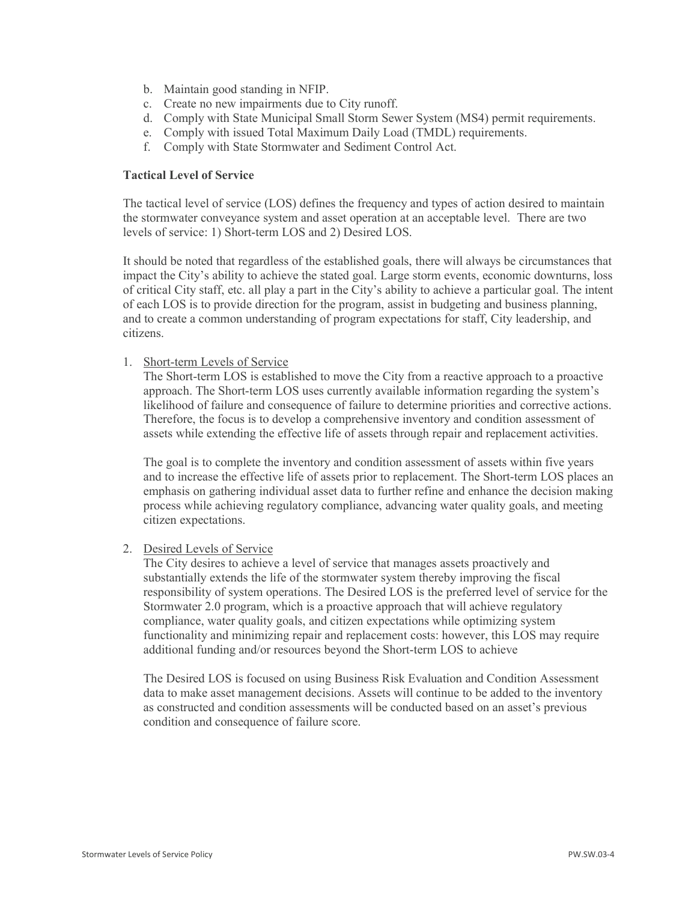b. Maintain good standing in NFIP.
c. Create no new impairments due to City runoff.
d. Comply with State Municipal Small Storm Sewer System (MS4) permit requirements.
e. Comply with issued Total Maximum Daily Load (TMDL) requirements.
f. Comply with State Stormwater and Sediment Control Act.

**Tactical Level of Service**

The tactical level of service (LOS) defines the frequency and types of action desired to maintain the stormwater conveyance system and asset operation at an acceptable level. There are two levels of service: 1) Short-term LOS and 2) Desired LOS.

It should be noted that regardless of the established goals, there will always be circumstances that impact the City's ability to achieve the stated goal. Large storm events, economic downturns, loss of critical City staff, etc. all play a part in the City's ability to achieve a particular goal. The intent of each LOS is to provide direction for the program, assist in budgeting and business planning, and to create a common understanding of program expectations for staff, City leadership, and citizens.

1. <u>Short-term Levels of Service</u>

   The Short-term LOS is established to move the City from a reactive approach to a proactive approach. The Short-term LOS uses currently available information regarding the system's likelihood of failure and consequence of failure to determine priorities and corrective actions. Therefore, the focus is to develop a comprehensive inventory and condition assessment of assets while extending the effective life of assets through repair and replacement activities.

   The goal is to complete the inventory and condition assessment of assets within five years and to increase the effective life of assets prior to replacement. The Short-term LOS places an emphasis on gathering individual asset data to further refine and enhance the decision making process while achieving regulatory compliance, advancing water quality goals, and meeting citizen expectations.

2. <u>Desired Levels of Service</u>

   The City desires to achieve a level of service that manages assets proactively and substantially extends the life of the stormwater system thereby improving the fiscal responsibility of system operations. The Desired LOS is the preferred level of service for the Stormwater 2.0 program, which is a proactive approach that will achieve regulatory compliance, water quality goals, and citizen expectations while optimizing system functionality and minimizing repair and replacement costs: however, this LOS may require additional funding and/or resources beyond the Short-term LOS to achieve

   The Desired LOS is focused on using Business Risk Evaluation and Condition Assessment data to make asset management decisions. Assets will continue to be added to the inventory as constructed and condition assessments will be conducted based on an asset's previous condition and consequence of failure score.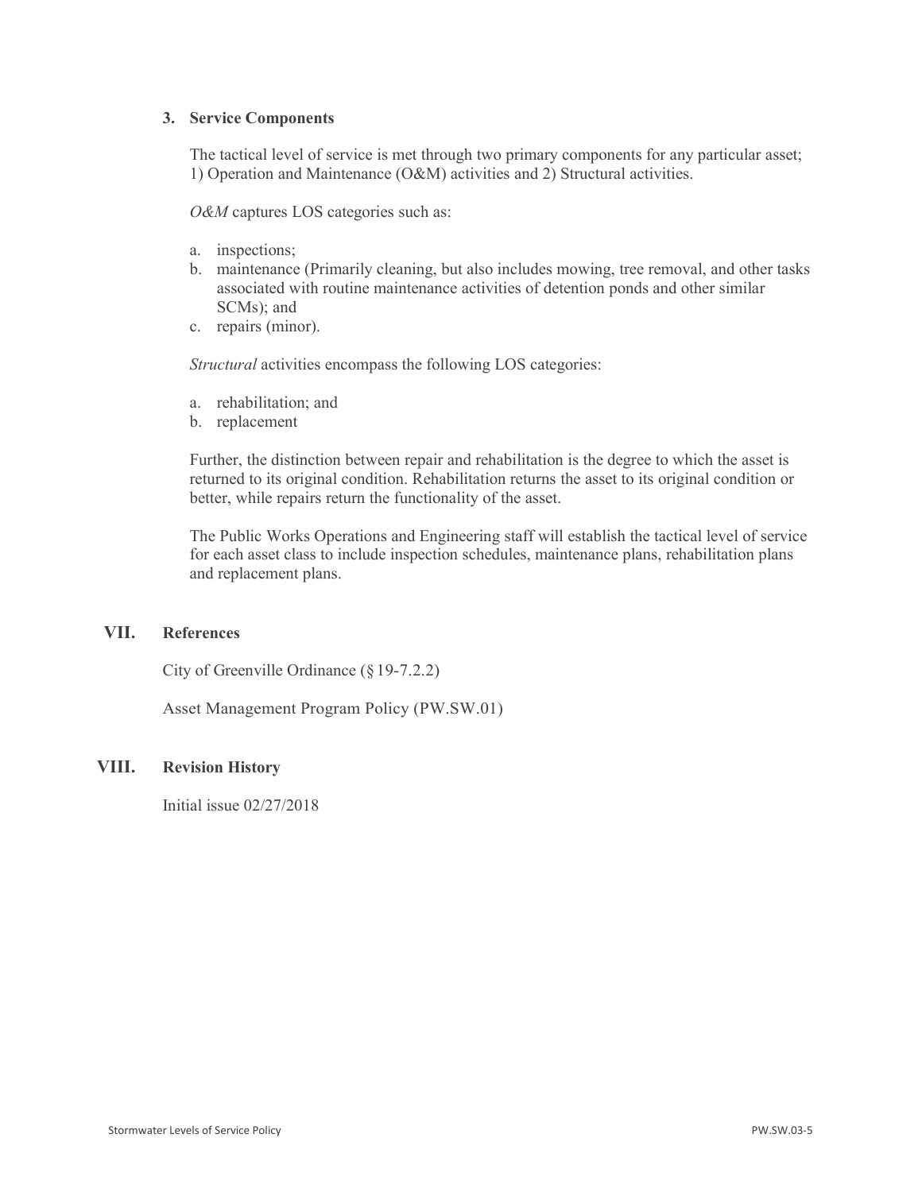### 3. Service Components

The tactical level of service is met through two primary components for any particular asset; 1) Operation and Maintenance (O&M) activities and 2) Structural activities.

*O&M* captures LOS categories such as:

a. inspections;
b. maintenance (Primarily cleaning, but also includes mowing, tree removal, and other tasks associated with routine maintenance activities of detention ponds and other similar SCMs); and
c. repairs (minor).

*Structural* activities encompass the following LOS categories:

a. rehabilitation; and
b. replacement

Further, the distinction between repair and rehabilitation is the degree to which the asset is returned to its original condition. Rehabilitation returns the asset to its original condition or better, while repairs return the functionality of the asset.

The Public Works Operations and Engineering staff will establish the tactical level of service for each asset class to include inspection schedules, maintenance plans, rehabilitation plans and replacement plans.

## VII. References

City of Greenville Ordinance (§ 19-7.2.2)

Asset Management Program Policy (PW.SW.01)

## VIII. Revision History

Initial issue 02/27/2018